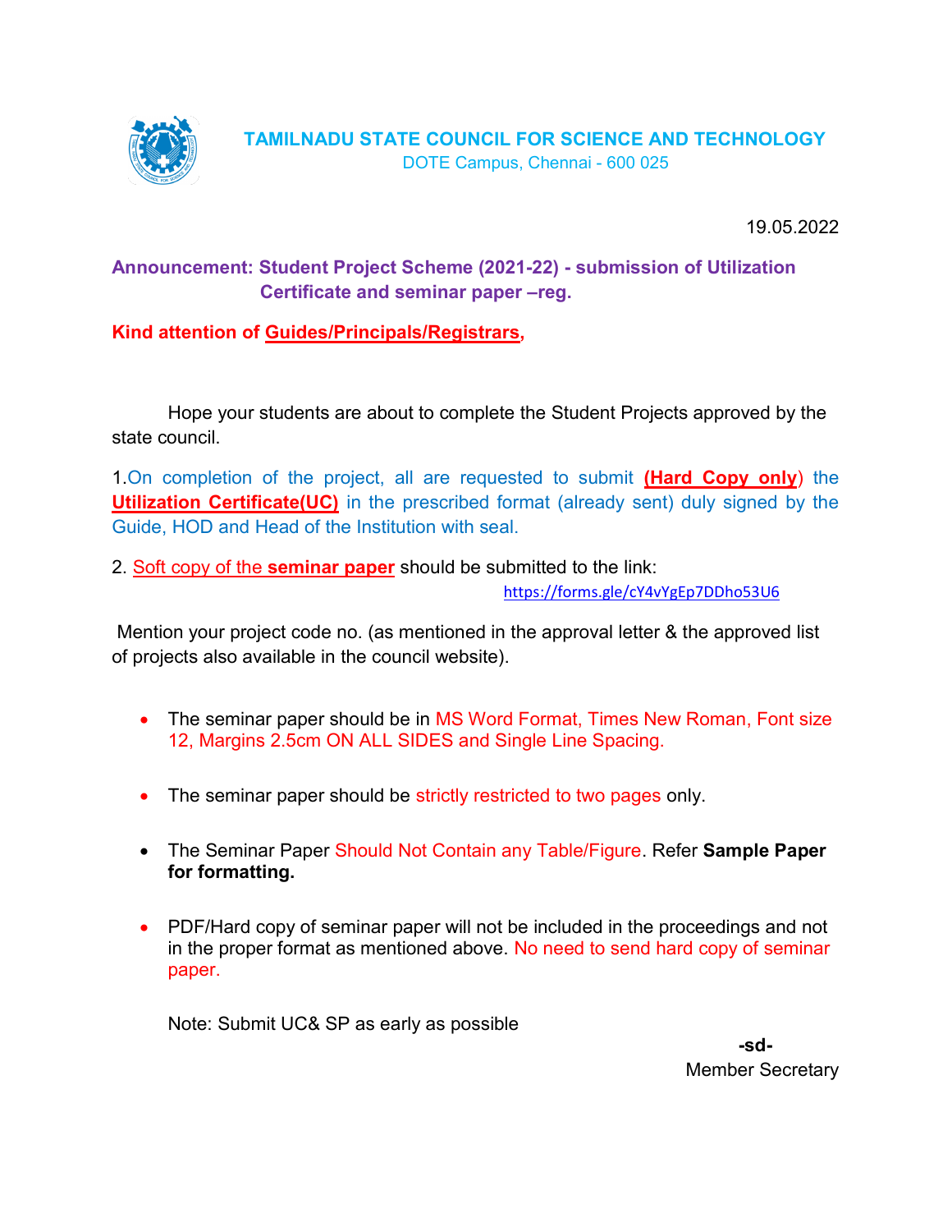# TAMILNADU STATE COUNCIL FOR SCIENCE AND TECHNOLOGY

DOTE Campus, Chennai - 600 025

19.05.2022

**Announcement: Student Project Scheme (2021-22) - submission of Utilization Certificate and seminar paper –reg.**

**Kind attention of Guides/Principals/Registrars,**

Hope your students are about to complete the Student Projects approved by the state council.

1.On completion of the project, all are requested to submit (**Hard Copy only**) the **Utilization Certificate(UC)** in the prescribed format (already sent) duly signed by the Guide, HOD and Head of the Institution with seal.

2. Soft copy of the **seminar paper** should be submitted to the link:

https://forms.gle/cY4vYgEp7DDho53U6

Mention your project code no. (as mentioned in the approval letter & the approved list of projects also available in the council website).

- The seminar paper should be in MS Word Format, Times New Roman, Font size 12, Margins 2.5cm ON ALL SIDES and Single Line Spacing.
- The seminar paper should be strictly restricted to two pages only.
- The Seminar Paper Should Not Contain any Table/Figure. Refer **Sample Paper for formatting.**
- PDF/Hard copy of seminar paper will not be included in the proceedings and not in the proper format as mentioned above. No need to send hard copy of seminar paper.

Note: Submit UC& SP as early as possible

**-sd-**

Member Secretary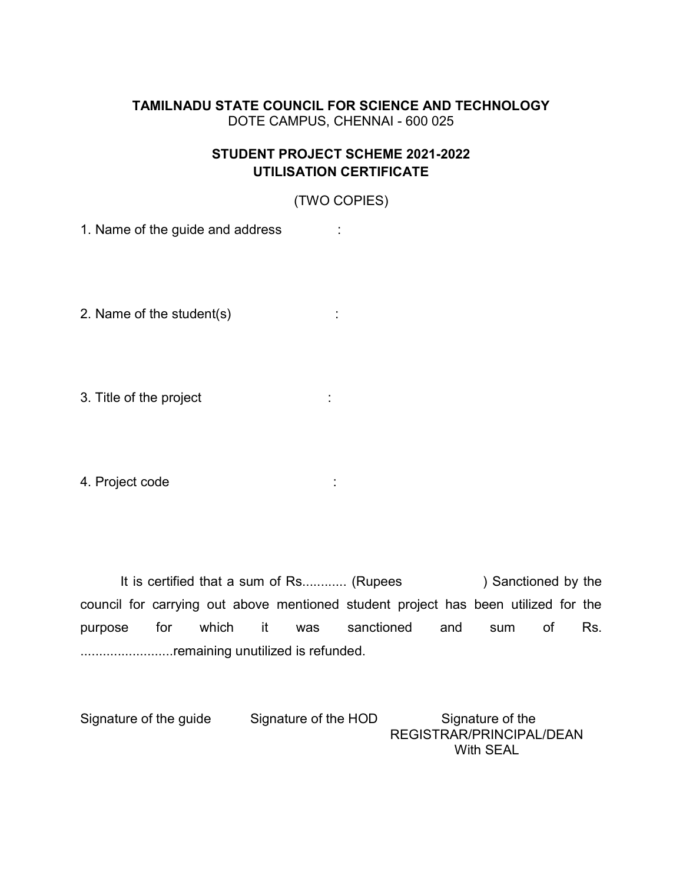**TAMILNADU STATE COUNCIL FOR SCIENCE AND TECHNOLOGY**
DOTE CAMPUS, CHENNAI - 600 025

**STUDENT PROJECT SCHEME 2021-2022**
**UTILISATION CERTIFICATE**

(TWO COPIES)

1. Name of the guide and address :

2. Name of the student(s) :

3. Title of the project :

4. Project code :

It is certified that a sum of Rs............ (Rupees ) Sanctioned by the council for carrying out above mentioned student project has been utilized for the purpose for which it was sanctioned and sum of Rs. .........................remaining unutilized is refunded.

Signature of the guide

Signature of the HOD

Signature of the REGISTRAR/PRINCIPAL/DEAN With SEAL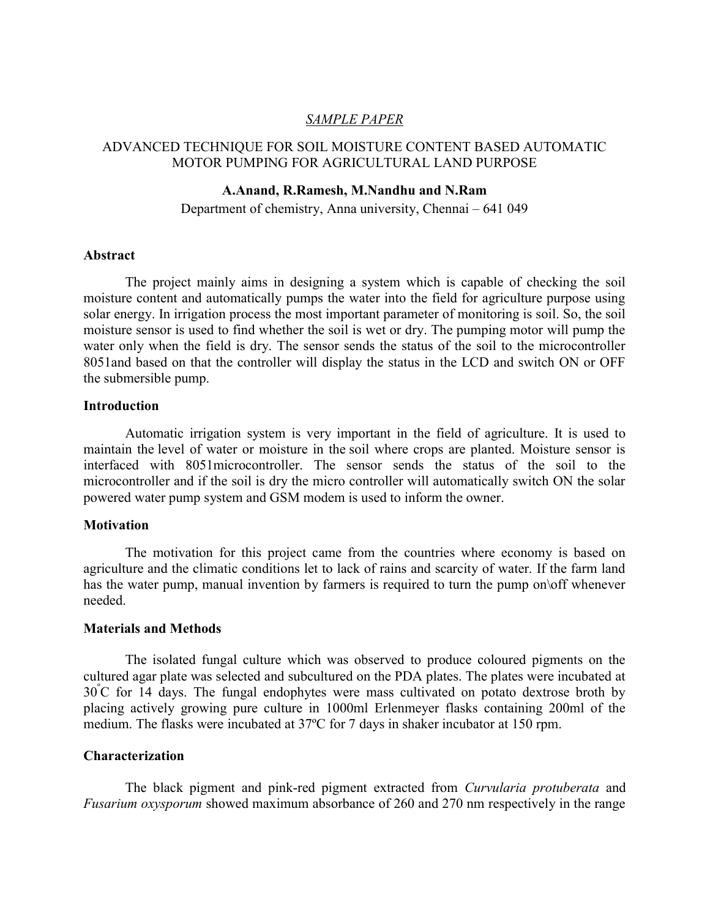*SAMPLE PAPER*

# ADVANCED TECHNIQUE FOR SOIL MOISTURE CONTENT BASED AUTOMATIC MOTOR PUMPING FOR AGRICULTURAL LAND PURPOSE

**A.Anand, R.Ramesh, M.Nandhu and N.Ram**

Department of chemistry, Anna university, Chennai – 641 049

## Abstract

The project mainly aims in designing a system which is capable of checking the soil moisture content and automatically pumps the water into the field for agriculture purpose using solar energy. In irrigation process the most important parameter of monitoring is soil. So, the soil moisture sensor is used to find whether the soil is wet or dry. The pumping motor will pump the water only when the field is dry. The sensor sends the status of the soil to the microcontroller 8051and based on that the controller will display the status in the LCD and switch ON or OFF the submersible pump.

## Introduction

Automatic irrigation system is very important in the field of agriculture. It is used to maintain the level of water or moisture in the soil where crops are planted. Moisture sensor is interfaced with 8051microcontroller. The sensor sends the status of the soil to the microcontroller and if the soil is dry the micro controller will automatically switch ON the solar powered water pump system and GSM modem is used to inform the owner.

## Motivation

The motivation for this project came from the countries where economy is based on agriculture and the climatic conditions let to lack of rains and scarcity of water. If the farm land has the water pump, manual invention by farmers is required to turn the pump on\off whenever needed.

## Materials and Methods

The isolated fungal culture which was observed to produce coloured pigments on the cultured agar plate was selected and subcultured on the PDA plates. The plates were incubated at $30^{\circ}$C for 14 days. The fungal endophytes were mass cultivated on potato dextrose broth by placing actively growing pure culture in 1000ml Erlenmeyer flasks containing 200ml of the medium. The flasks were incubated at 37ºC for 7 days in shaker incubator at 150 rpm.

## Characterization

The black pigment and pink-red pigment extracted from *Curvularia protuberata* and *Fusarium oxysporum* showed maximum absorbance of 260 and 270 nm respectively in the range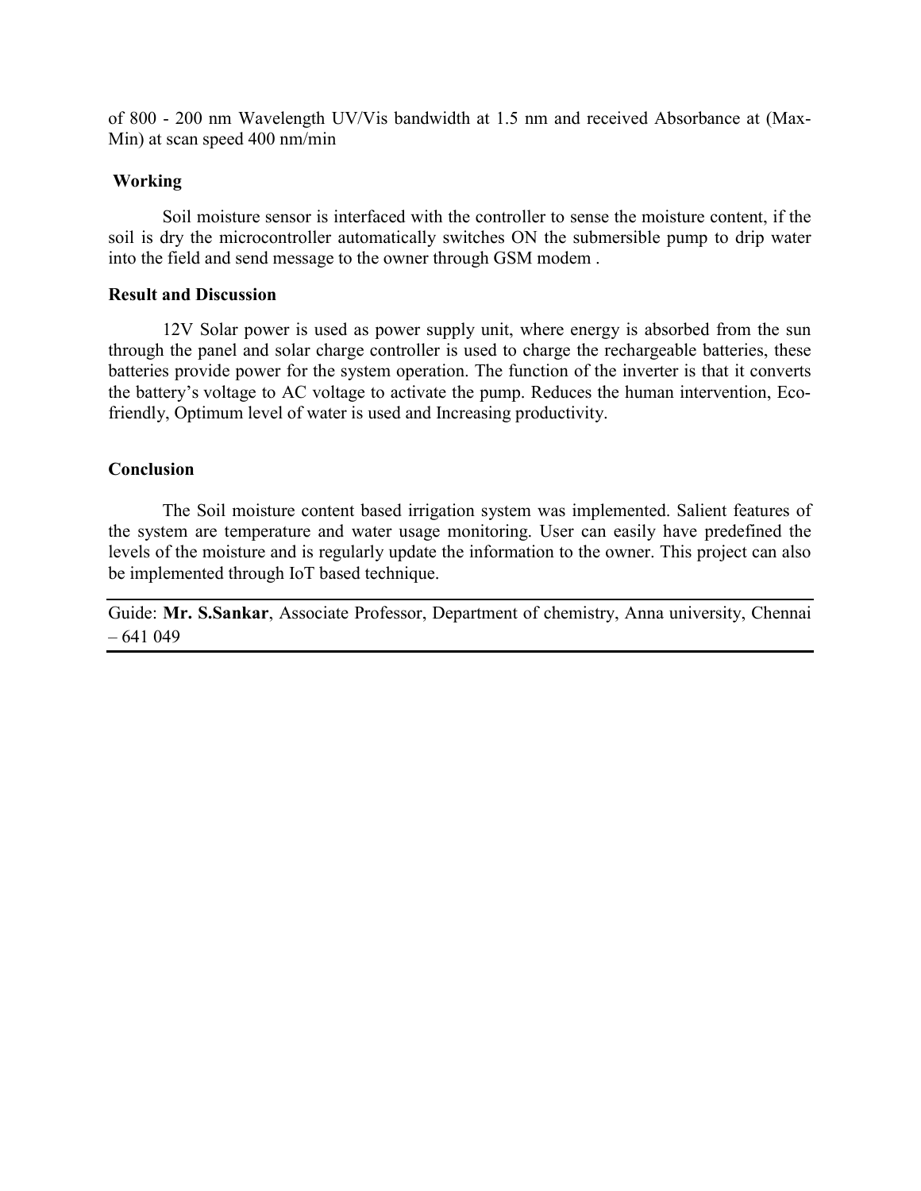of 800 - 200 nm Wavelength UV/Vis bandwidth at 1.5 nm and received Absorbance at (Max-Min) at scan speed 400 nm/min

### Working

Soil moisture sensor is interfaced with the controller to sense the moisture content, if the soil is dry the microcontroller automatically switches ON the submersible pump to drip water into the field and send message to the owner through GSM modem .

### Result and Discussion

12V Solar power is used as power supply unit, where energy is absorbed from the sun through the panel and solar charge controller is used to charge the rechargeable batteries, these batteries provide power for the system operation. The function of the inverter is that it converts the battery's voltage to AC voltage to activate the pump. Reduces the human intervention, Eco-friendly, Optimum level of water is used and Increasing productivity.

### Conclusion

The Soil moisture content based irrigation system was implemented. Salient features of the system are temperature and water usage monitoring. User can easily have predefined the levels of the moisture and is regularly update the information to the owner. This project can also be implemented through IoT based technique.

---

Guide: **Mr. S.Sankar**, Associate Professor, Department of chemistry, Anna university, Chennai – 641 049

---